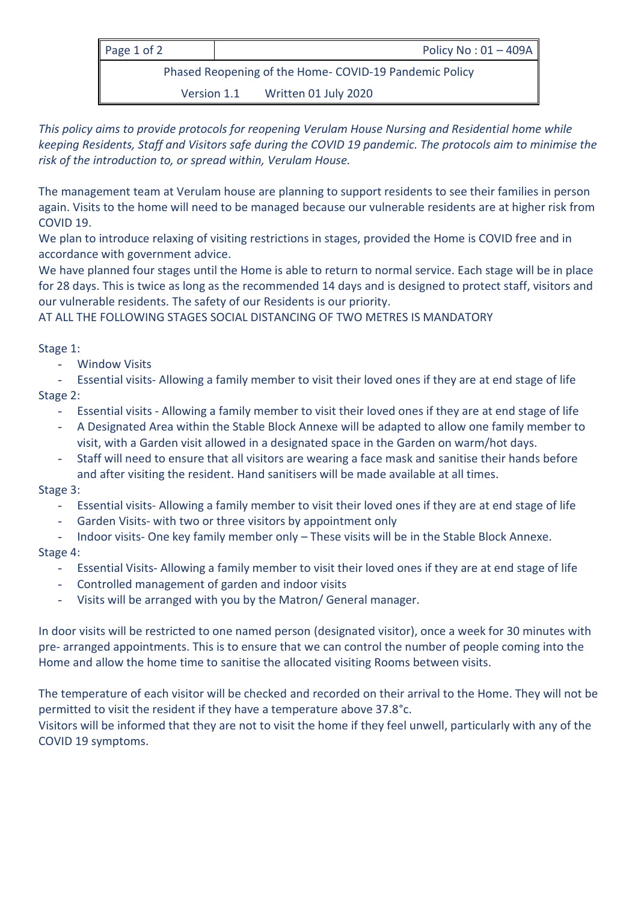| | |
|---|---|
| Page 1 of 2 | Policy No : 01 – 409A |
| Phased Reopening of the Home- COVID-19 Pandemic Policy | |
| Version 1.1 Written 01 July 2020 | |

*This policy aims to provide protocols for reopening Verulam House Nursing and Residential home while keeping Residents, Staff and Visitors safe during the COVID 19 pandemic. The protocols aim to minimise the risk of the introduction to, or spread within, Verulam House.*

The management team at Verulam house are planning to support residents to see their families in person again. Visits to the home will need to be managed because our vulnerable residents are at higher risk from COVID 19.

We plan to introduce relaxing of visiting restrictions in stages, provided the Home is COVID free and in accordance with government advice.

We have planned four stages until the Home is able to return to normal service. Each stage will be in place for 28 days. This is twice as long as the recommended 14 days and is designed to protect staff, visitors and our vulnerable residents. The safety of our Residents is our priority.

AT ALL THE FOLLOWING STAGES SOCIAL DISTANCING OF TWO METRES IS MANDATORY

Stage 1:

- Window Visits
- Essential visits- Allowing a family member to visit their loved ones if they are at end stage of life

Stage 2:

- Essential visits - Allowing a family member to visit their loved ones if they are at end stage of life
- A Designated Area within the Stable Block Annexe will be adapted to allow one family member to visit, with a Garden visit allowed in a designated space in the Garden on warm/hot days.
- Staff will need to ensure that all visitors are wearing a face mask and sanitise their hands before and after visiting the resident. Hand sanitisers will be made available at all times.

Stage 3:

- Essential visits- Allowing a family member to visit their loved ones if they are at end stage of life
- Garden Visits- with two or three visitors by appointment only
- Indoor visits- One key family member only – These visits will be in the Stable Block Annexe.

Stage 4:

- Essential Visits- Allowing a family member to visit their loved ones if they are at end stage of life
- Controlled management of garden and indoor visits
- Visits will be arranged with you by the Matron/ General manager.

In door visits will be restricted to one named person (designated visitor), once a week for 30 minutes with pre- arranged appointments. This is to ensure that we can control the number of people coming into the Home and allow the home time to sanitise the allocated visiting Rooms between visits.

The temperature of each visitor will be checked and recorded on their arrival to the Home. They will not be permitted to visit the resident if they have a temperature above 37.8°c.

Visitors will be informed that they are not to visit the home if they feel unwell, particularly with any of the COVID 19 symptoms.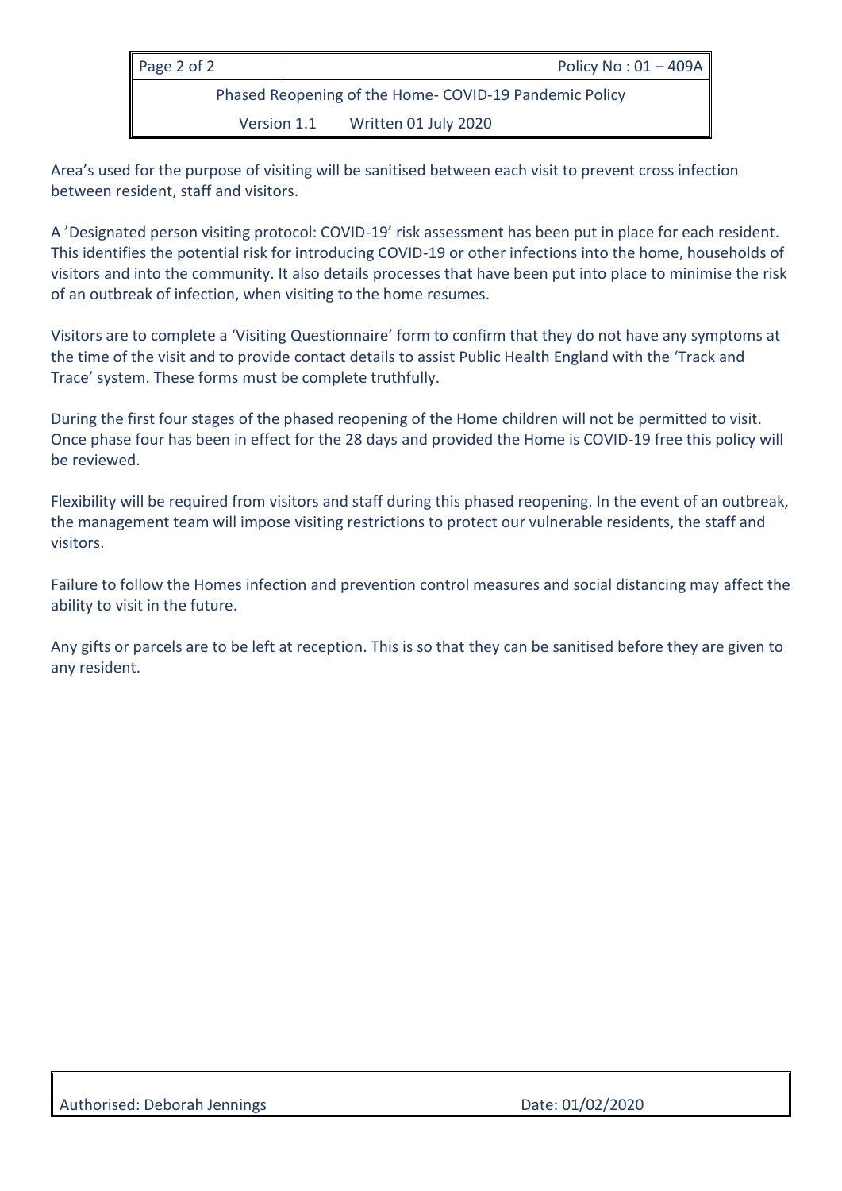Area's used for the purpose of visiting will be sanitised between each visit to prevent cross infection between resident, staff and visitors.

A 'Designated person visiting protocol: COVID-19' risk assessment has been put in place for each resident. This identifies the potential risk for introducing COVID-19 or other infections into the home, households of visitors and into the community. It also details processes that have been put into place to minimise the risk of an outbreak of infection, when visiting to the home resumes.

Visitors are to complete a 'Visiting Questionnaire' form to confirm that they do not have any symptoms at the time of the visit and to provide contact details to assist Public Health England with the 'Track and Trace' system. These forms must be complete truthfully.

During the first four stages of the phased reopening of the Home children will not be permitted to visit. Once phase four has been in effect for the 28 days and provided the Home is COVID-19 free this policy will be reviewed.

Flexibility will be required from visitors and staff during this phased reopening. In the event of an outbreak, the management team will impose visiting restrictions to protect our vulnerable residents, the staff and visitors.

Failure to follow the Homes infection and prevention control measures and social distancing may affect the ability to visit in the future.

Any gifts or parcels are to be left at reception. This is so that they can be sanitised before they are given to any resident.

| | |
|---|---|
| Authorised: Deborah Jennings | Date: 01/02/2020 |